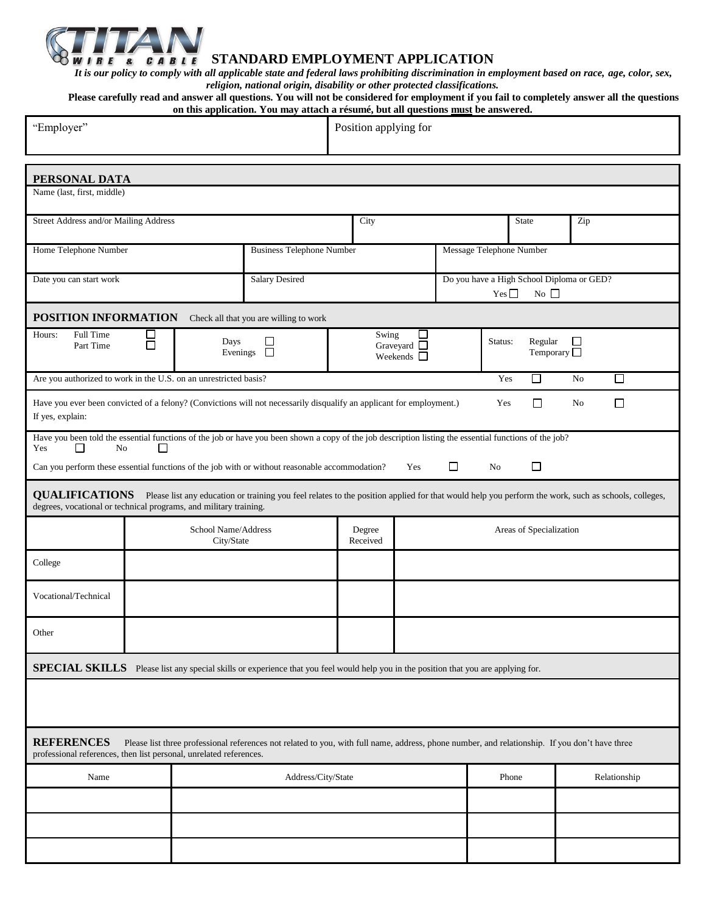TITAN WIRE & CABLE

# STANDARD EMPLOYMENT APPLICATION

***It is our policy to comply with all applicable state and federal laws prohibiting discrimination in employment based on race, age, color, sex, religion, national origin, disability or other protected classifications.***

**Please carefully read and answer all questions. You will not be considered for employment if you fail to completely answer all the questions on this application. You may attach a résumé, but all questions must be answered.**

| "Employer" | Position applying for |
|---|---|
| | |

## PERSONAL DATA

| Name (last, first, middle) | | | | |
|---|---|---|---|---|
| | | | | |

| Street Address and/or Mailing Address | City | State | Zip |
|---|---|---|---|
| | | | |

| Home Telephone Number | Business Telephone Number | Message Telephone Number |
|---|---|---|
| | | |

| Date you can start work | Salary Desired | Do you have a High School Diploma or GED? |
|---|---|---|
| | | Yes ☐ No ☐ |

## POSITION INFORMATION

Check all that you are willing to work

| Hours: | Days / Evenings | Swing / Graveyard / Weekends | Status: |
|---|---|---|---|
| Full Time ☐ Part Time ☐ | Days ☐ Evenings ☐ | Swing ☐ Graveyard ☐ Weekends ☐ | Regular ☐ Temporary ☐ |

Are you authorized to work in the U.S. on an unrestricted basis? Yes ☐ No ☐

Have you ever been convicted of a felony? (Convictions will not necessarily disqualify an applicant for employment.) Yes ☐ No ☐

If yes, explain:

Have you been told the essential functions of the job or have you been shown a copy of the job description listing the essential functions of the job?

Yes ☐ No ☐

Can you perform these essential functions of the job with or without reasonable accommodation? Yes ☐ No ☐

## QUALIFICATIONS

Please list any education or training you feel relates to the position applied for that would help you perform the work, such as schools, colleges, degrees, vocational or technical programs, and military training.

| | School Name/Address City/State | Degree Received | Areas of Specialization |
|---|---|---|---|
| College | | | |
| Vocational/Technical | | | |
| Other | | | |

## SPECIAL SKILLS

Please list any special skills or experience that you feel would help you in the position that you are applying for.

## REFERENCES

Please list three professional references not related to you, with full name, address, phone number, and relationship. If you don't have three professional references, then list personal, unrelated references.

| Name | Address/City/State | Phone | Relationship |
|---|---|---|---|
| | | | |
| | | | |
| | | | |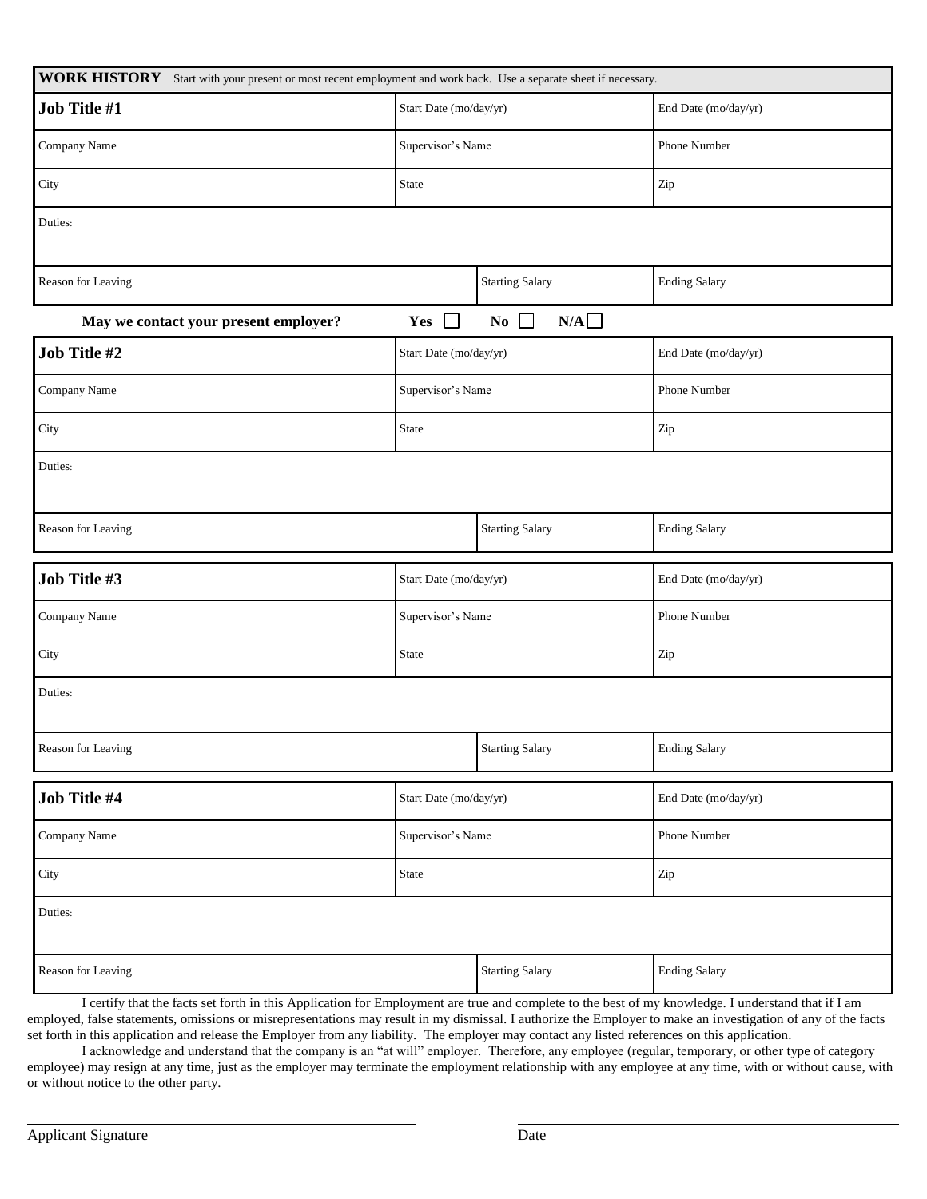**WORK HISTORY** Start with your present or most recent employment and work back. Use a separate sheet if necessary.

| | | |
|---|---|---|
| **Job Title #1** | Start Date (mo/day/yr) | End Date (mo/day/yr) |
| Company Name | Supervisor's Name | Phone Number |
| City | State | Zip |
| Duties: | | |
| Reason for Leaving | Starting Salary | Ending Salary |

**May we contact your present employer?** **Yes** ☐ **No** ☐ **N/A** ☐

| | | |
|---|---|---|
| **Job Title #2** | Start Date (mo/day/yr) | End Date (mo/day/yr) |
| Company Name | Supervisor's Name | Phone Number |
| City | State | Zip |
| Duties: | | |
| Reason for Leaving | Starting Salary | Ending Salary |

| | | |
|---|---|---|
| **Job Title #3** | Start Date (mo/day/yr) | End Date (mo/day/yr) |
| Company Name | Supervisor's Name | Phone Number |
| City | State | Zip |
| Duties: | | |
| Reason for Leaving | Starting Salary | Ending Salary |

| | | |
|---|---|---|
| **Job Title #4** | Start Date (mo/day/yr) | End Date (mo/day/yr) |
| Company Name | Supervisor's Name | Phone Number |
| City | State | Zip |
| Duties: | | |
| Reason for Leaving | Starting Salary | Ending Salary |

I certify that the facts set forth in this Application for Employment are true and complete to the best of my knowledge. I understand that if I am employed, false statements, omissions or misrepresentations may result in my dismissal. I authorize the Employer to make an investigation of any of the facts set forth in this application and release the Employer from any liability. The employer may contact any listed references on this application.

I acknowledge and understand that the company is an "at will" employer. Therefore, any employee (regular, temporary, or other type of category employee) may resign at any time, just as the employer may terminate the employment relationship with any employee at any time, with or without cause, with or without notice to the other party.

Applicant Signature ______________________ Date ______________________